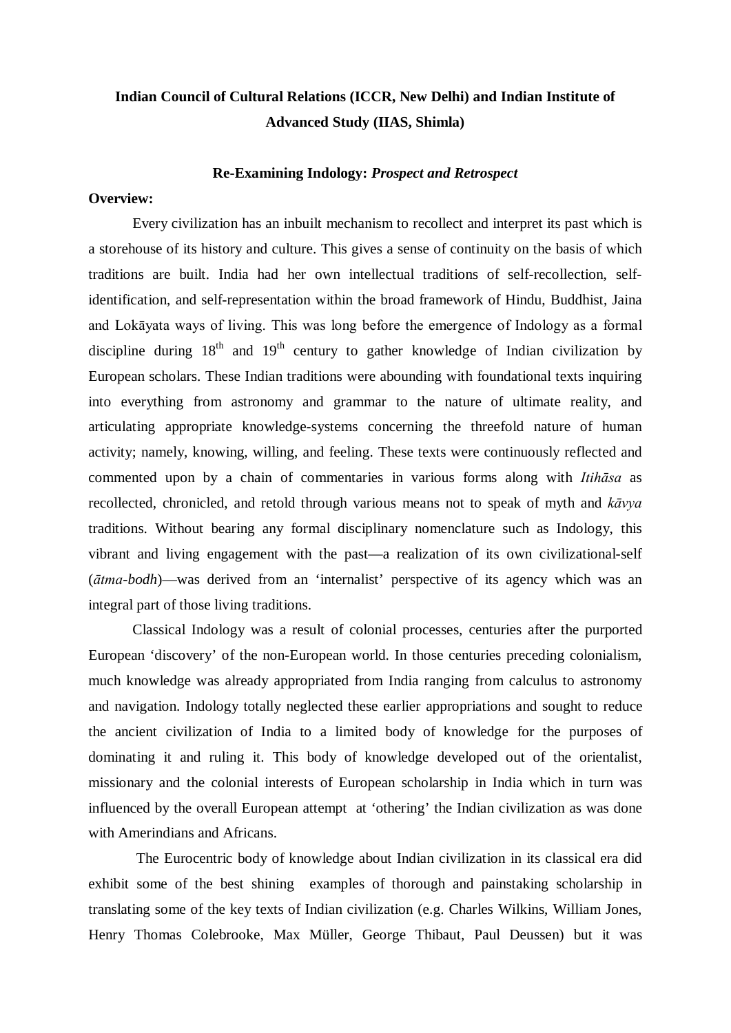**Indian Council of Cultural Relations (ICCR, New Delhi) and Indian Institute of Advanced Study (IIAS, Shimla)**

**Re-Examining Indology:** ***Prospect and Retrospect***

**Overview:**

Every civilization has an inbuilt mechanism to recollect and interpret its past which is a storehouse of its history and culture. This gives a sense of continuity on the basis of which traditions are built. India had her own intellectual traditions of self-recollection, self-identification, and self-representation within the broad framework of Hindu, Buddhist, Jaina and Lokāyata ways of living. This was long before the emergence of Indology as a formal discipline during 18th and 19th century to gather knowledge of Indian civilization by European scholars. These Indian traditions were abounding with foundational texts inquiring into everything from astronomy and grammar to the nature of ultimate reality, and articulating appropriate knowledge-systems concerning the threefold nature of human activity; namely, knowing, willing, and feeling. These texts were continuously reflected and commented upon by a chain of commentaries in various forms along with *Itihāsa* as recollected, chronicled, and retold through various means not to speak of myth and *kāvya* traditions. Without bearing any formal disciplinary nomenclature such as Indology, this vibrant and living engagement with the past—a realization of its own civilizational-self (*ātma-bodh*)—was derived from an 'internalist' perspective of its agency which was an integral part of those living traditions.

Classical Indology was a result of colonial processes, centuries after the purported European 'discovery' of the non-European world. In those centuries preceding colonialism, much knowledge was already appropriated from India ranging from calculus to astronomy and navigation. Indology totally neglected these earlier appropriations and sought to reduce the ancient civilization of India to a limited body of knowledge for the purposes of dominating it and ruling it. This body of knowledge developed out of the orientalist, missionary and the colonial interests of European scholarship in India which in turn was influenced by the overall European attempt at 'othering' the Indian civilization as was done with Amerindians and Africans.

The Eurocentric body of knowledge about Indian civilization in its classical era did exhibit some of the best shining examples of thorough and painstaking scholarship in translating some of the key texts of Indian civilization (e.g. Charles Wilkins, William Jones, Henry Thomas Colebrooke, Max Müller, George Thibaut, Paul Deussen) but it was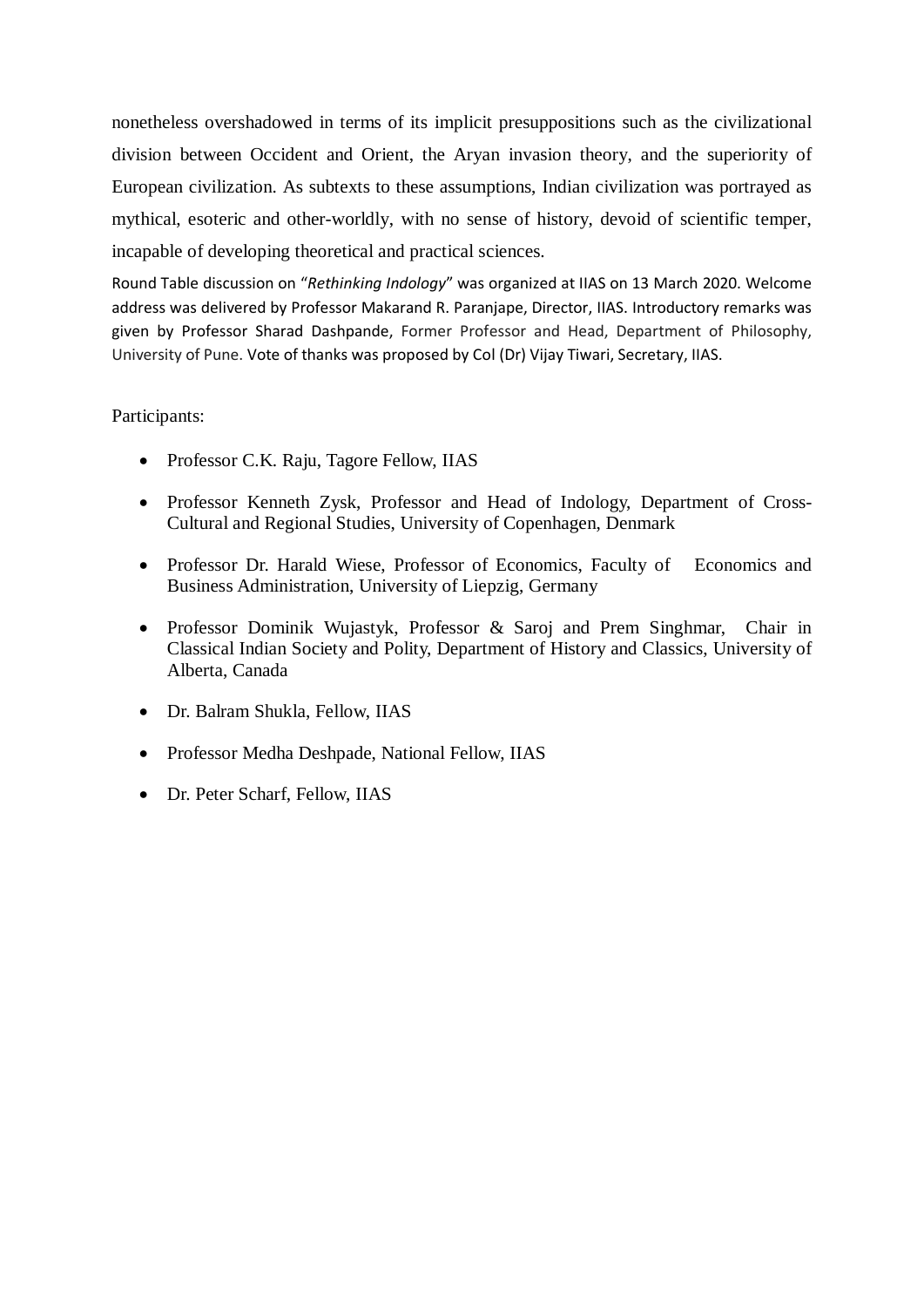nonetheless overshadowed in terms of its implicit presuppositions such as the civilizational division between Occident and Orient, the Aryan invasion theory, and the superiority of European civilization. As subtexts to these assumptions, Indian civilization was portrayed as mythical, esoteric and other-worldly, with no sense of history, devoid of scientific temper, incapable of developing theoretical and practical sciences.

Round Table discussion on "*Rethinking Indology*" was organized at IIAS on 13 March 2020. Welcome address was delivered by Professor Makarand R. Paranjape, Director, IIAS. Introductory remarks was given by Professor Sharad Dashpande, Former Professor and Head, Department of Philosophy, University of Pune. Vote of thanks was proposed by Col (Dr) Vijay Tiwari, Secretary, IIAS.

Participants:

- Professor C.K. Raju, Tagore Fellow, IIAS
- Professor Kenneth Zysk, Professor and Head of Indology, Department of Cross-Cultural and Regional Studies, University of Copenhagen, Denmark
- Professor Dr. Harald Wiese, Professor of Economics, Faculty of Economics and Business Administration, University of Liepzig, Germany
- Professor Dominik Wujastyk, Professor & Saroj and Prem Singhmar, Chair in Classical Indian Society and Polity, Department of History and Classics, University of Alberta, Canada
- Dr. Balram Shukla, Fellow, IIAS
- Professor Medha Deshpade, National Fellow, IIAS
- Dr. Peter Scharf, Fellow, IIAS